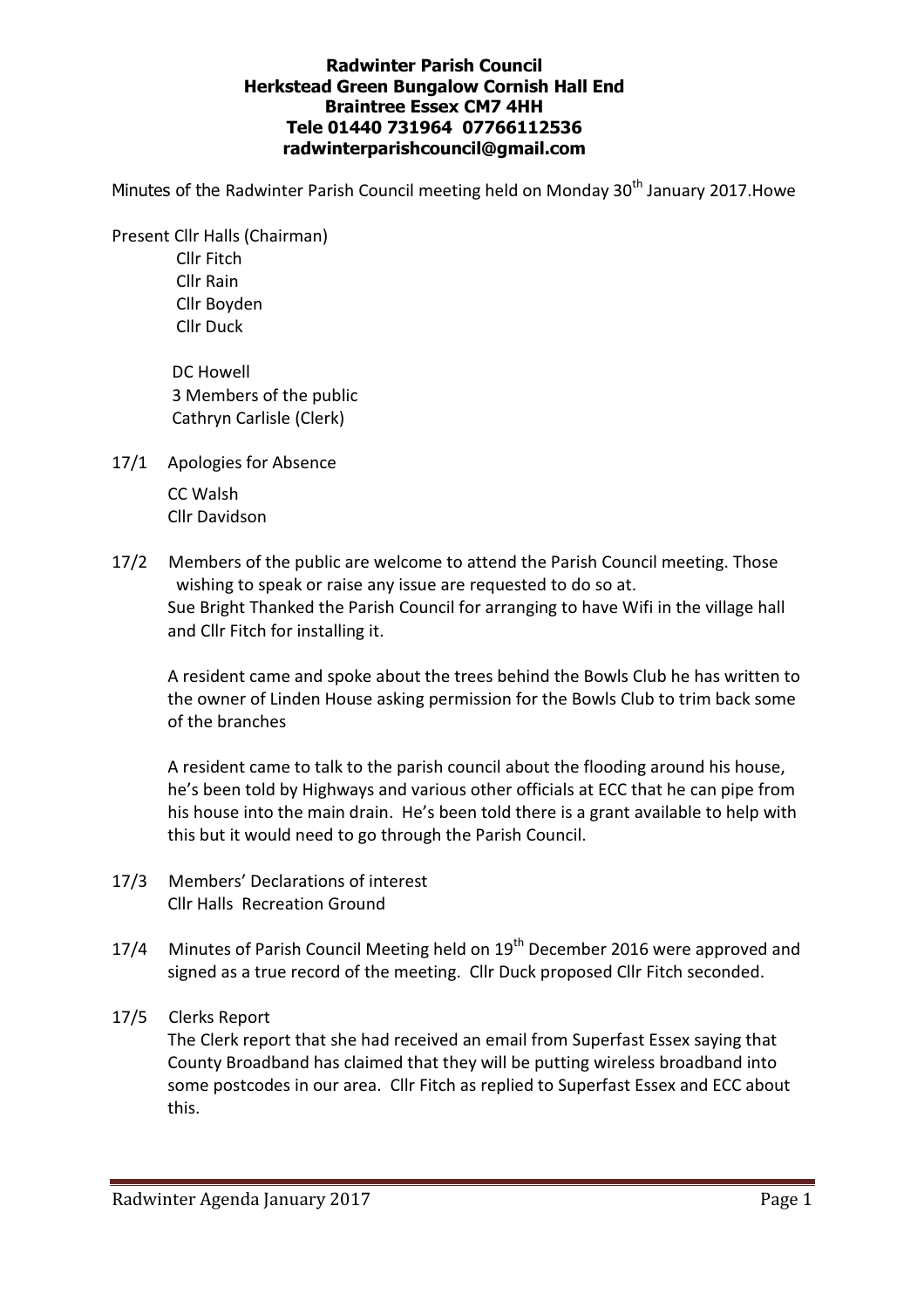**Radwinter Parish Council**
**Herkstead Green Bungalow Cornish Hall End**
**Braintree Essex CM7 4HH**
**Tele 01440 731964 07766112536**
**radwinterparishcouncil@gmail.com**

Minutes of the Radwinter Parish Council meeting held on Monday 30th January 2017.Howe

Present Cllr Halls (Chairman)
Cllr Fitch
Cllr Rain
Cllr Boyden
Cllr Duck

DC Howell
3 Members of the public
Cathryn Carlisle (Clerk)

17/1 Apologies for Absence

CC Walsh
Cllr Davidson

17/2 Members of the public are welcome to attend the Parish Council meeting. Those wishing to speak or raise any issue are requested to do so at.
Sue Bright Thanked the Parish Council for arranging to have Wifi in the village hall and Cllr Fitch for installing it.

A resident came and spoke about the trees behind the Bowls Club he has written to the owner of Linden House asking permission for the Bowls Club to trim back some of the branches

A resident came to talk to the parish council about the flooding around his house, he's been told by Highways and various other officials at ECC that he can pipe from his house into the main drain. He's been told there is a grant available to help with this but it would need to go through the Parish Council.

17/3 Members' Declarations of interest
Cllr Halls Recreation Ground

17/4 Minutes of Parish Council Meeting held on 19th December 2016 were approved and signed as a true record of the meeting. Cllr Duck proposed Cllr Fitch seconded.

17/5 Clerks Report
The Clerk report that she had received an email from Superfast Essex saying that County Broadband has claimed that they will be putting wireless broadband into some postcodes in our area. Cllr Fitch as replied to Superfast Essex and ECC about this.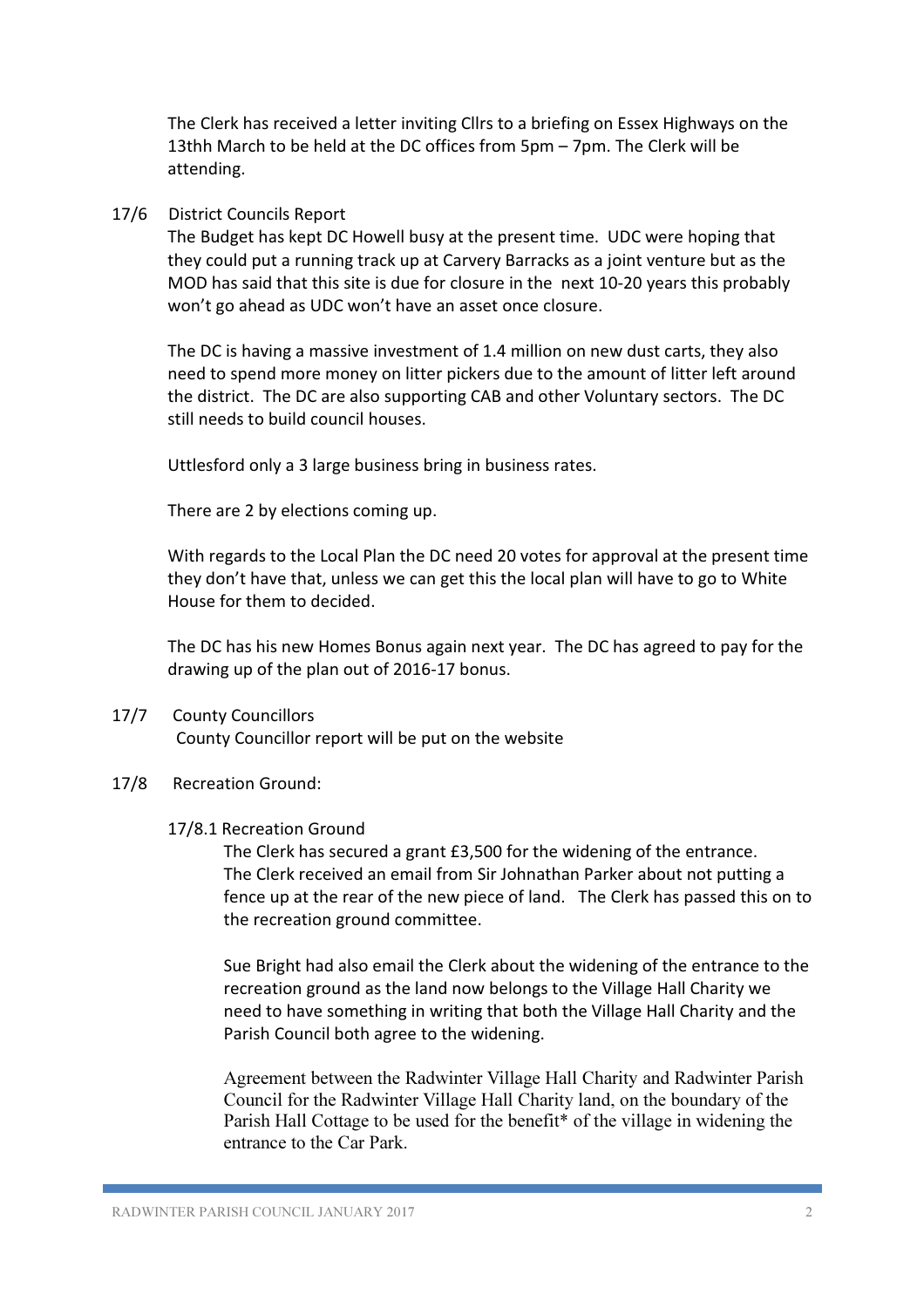The Clerk has received a letter inviting Cllrs to a briefing on Essex Highways on the 13thh March to be held at the DC offices from 5pm – 7pm. The Clerk will be attending.

17/6 District Councils Report

The Budget has kept DC Howell busy at the present time. UDC were hoping that they could put a running track up at Carvery Barracks as a joint venture but as the MOD has said that this site is due for closure in the next 10-20 years this probably won't go ahead as UDC won't have an asset once closure.

The DC is having a massive investment of 1.4 million on new dust carts, they also need to spend more money on litter pickers due to the amount of litter left around the district. The DC are also supporting CAB and other Voluntary sectors. The DC still needs to build council houses.

Uttlesford only a 3 large business bring in business rates.

There are 2 by elections coming up.

With regards to the Local Plan the DC need 20 votes for approval at the present time they don't have that, unless we can get this the local plan will have to go to White House for them to decided.

The DC has his new Homes Bonus again next year. The DC has agreed to pay for the drawing up of the plan out of 2016-17 bonus.

17/7 County Councillors

County Councillor report will be put on the website

17/8 Recreation Ground:

17/8.1 Recreation Ground

The Clerk has secured a grant £3,500 for the widening of the entrance. The Clerk received an email from Sir Johnathan Parker about not putting a fence up at the rear of the new piece of land. The Clerk has passed this on to the recreation ground committee.

Sue Bright had also email the Clerk about the widening of the entrance to the recreation ground as the land now belongs to the Village Hall Charity we need to have something in writing that both the Village Hall Charity and the Parish Council both agree to the widening.

Agreement between the Radwinter Village Hall Charity and Radwinter Parish Council for the Radwinter Village Hall Charity land, on the boundary of the Parish Hall Cottage to be used for the benefit* of the village in widening the entrance to the Car Park.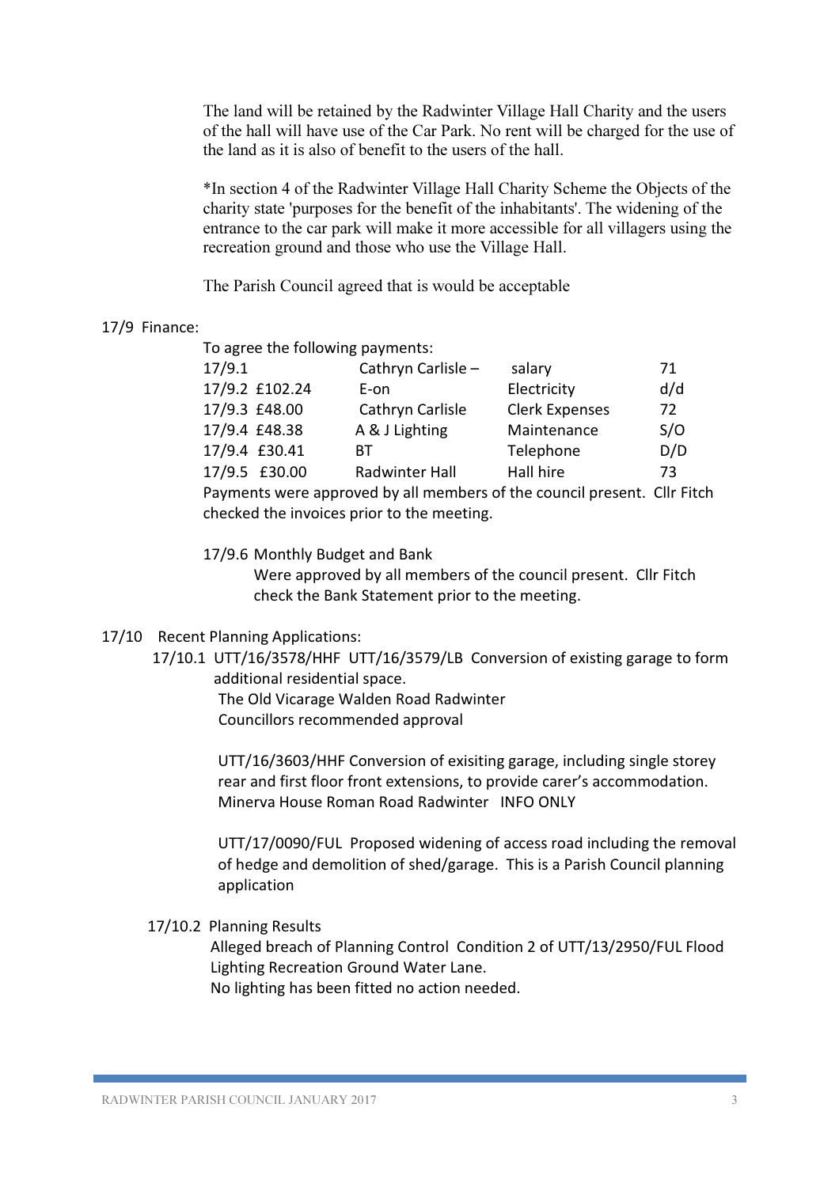The land will be retained by the Radwinter Village Hall Charity and the users of the hall will have use of the Car Park. No rent will be charged for the use of the land as it is also of benefit to the users of the hall.

*In section 4 of the Radwinter Village Hall Charity Scheme the Objects of the charity state 'purposes for the benefit of the inhabitants'. The widening of the entrance to the car park will make it more accessible for all villagers using the recreation ground and those who use the Village Hall.

The Parish Council agreed that is would be acceptable

17/9 Finance:

To agree the following payments:

| | | | |
|---|---|---|---|
| 17/9.1 | Cathryn Carlisle – | salary | 71 |
| 17/9.2 £102.24 | E-on | Electricity | d/d |
| 17/9.3 £48.00 | Cathryn Carlisle | Clerk Expenses | 72 |
| 17/9.4 £48.38 | A & J Lighting | Maintenance | S/O |
| 17/9.4 £30.41 | BT | Telephone | D/D |
| 17/9.5 £30.00 | Radwinter Hall | Hall hire | 73 |

Payments were approved by all members of the council present. Cllr Fitch checked the invoices prior to the meeting.

17/9.6 Monthly Budget and Bank

Were approved by all members of the council present. Cllr Fitch check the Bank Statement prior to the meeting.

17/10 Recent Planning Applications:

17/10.1 UTT/16/3578/HHF UTT/16/3579/LB Conversion of existing garage to form additional residential space.
The Old Vicarage Walden Road Radwinter
Councillors recommended approval

UTT/16/3603/HHF Conversion of exisiting garage, including single storey rear and first floor front extensions, to provide carer's accommodation.
Minerva House Roman Road Radwinter INFO ONLY

UTT/17/0090/FUL Proposed widening of access road including the removal of hedge and demolition of shed/garage. This is a Parish Council planning application

17/10.2 Planning Results

Alleged breach of Planning Control Condition 2 of UTT/13/2950/FUL Flood Lighting Recreation Ground Water Lane.
No lighting has been fitted no action needed.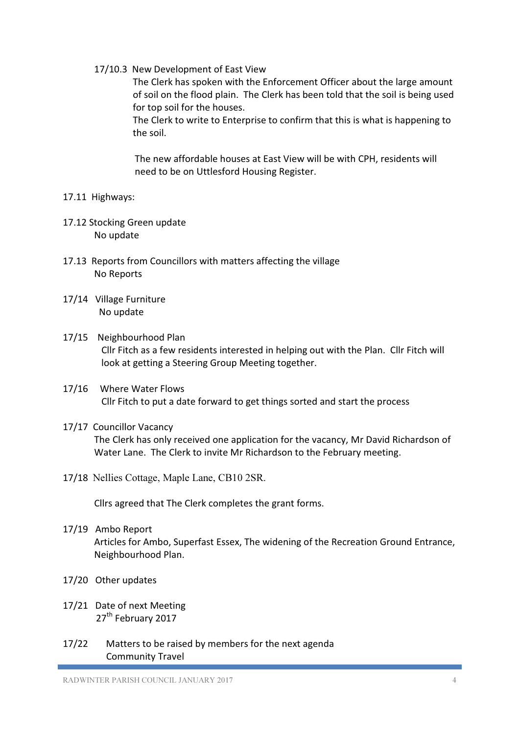17/10.3 New Development of East View

The Clerk has spoken with the Enforcement Officer about the large amount of soil on the flood plain. The Clerk has been told that the soil is being used for top soil for the houses.

The Clerk to write to Enterprise to confirm that this is what is happening to the soil.

The new affordable houses at East View will be with CPH, residents will need to be on Uttlesford Housing Register.

17.11 Highways:

17.12 Stocking Green update

No update

17.13 Reports from Councillors with matters affecting the village

No Reports

17/14 Village Furniture

No update

17/15 Neighbourhood Plan

Cllr Fitch as a few residents interested in helping out with the Plan. Cllr Fitch will look at getting a Steering Group Meeting together.

17/16 Where Water Flows

Cllr Fitch to put a date forward to get things sorted and start the process

17/17 Councillor Vacancy

The Clerk has only received one application for the vacancy, Mr David Richardson of Water Lane. The Clerk to invite Mr Richardson to the February meeting.

17/18 Nellies Cottage, Maple Lane, CB10 2SR.

Cllrs agreed that The Clerk completes the grant forms.

17/19 Ambo Report

Articles for Ambo, Superfast Essex, The widening of the Recreation Ground Entrance, Neighbourhood Plan.

17/20 Other updates

17/21 Date of next Meeting

27th February 2017

17/22 Matters to be raised by members for the next agenda

Community Travel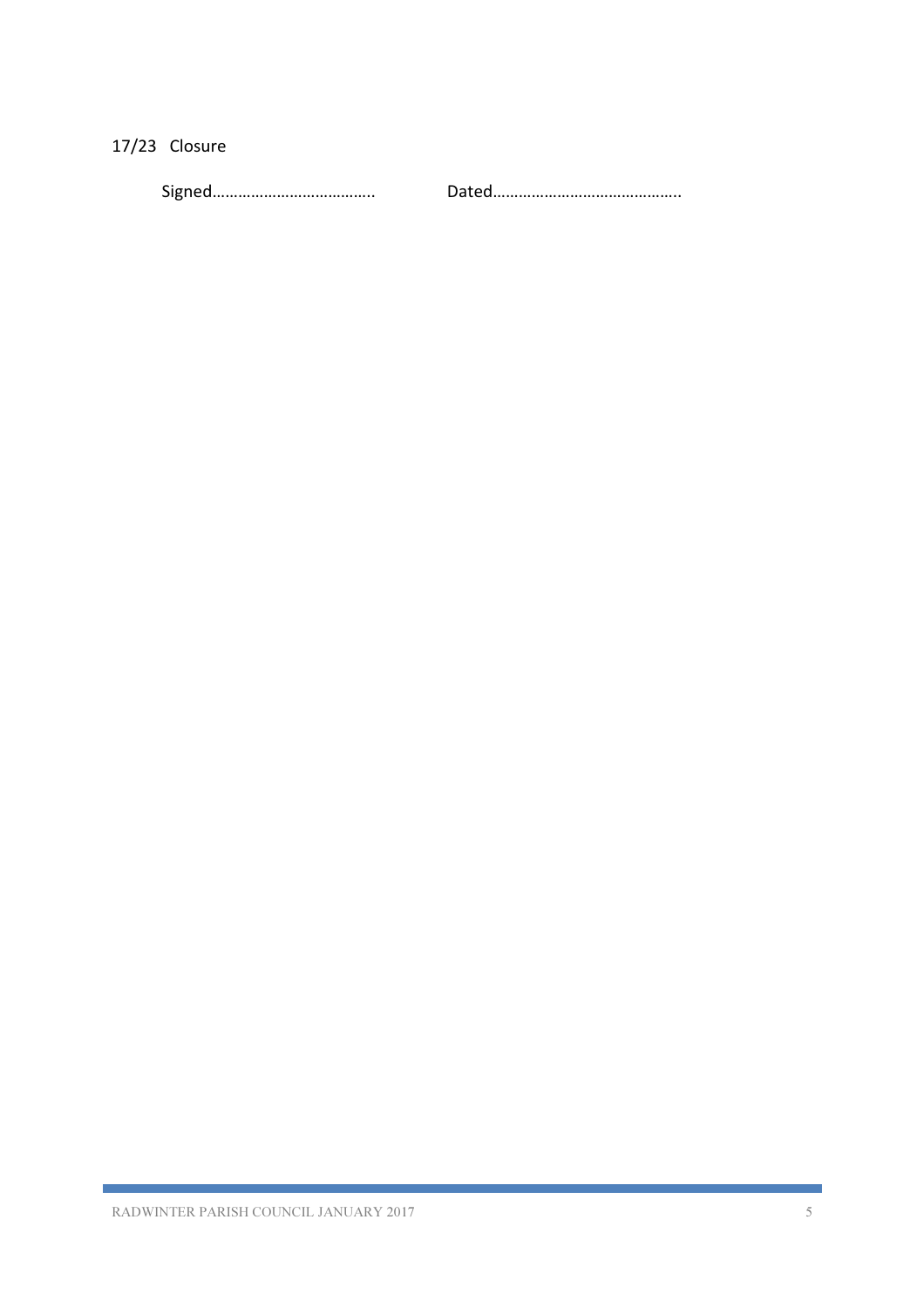17/23 Closure

Signed……………………………….. Dated……………………………………..